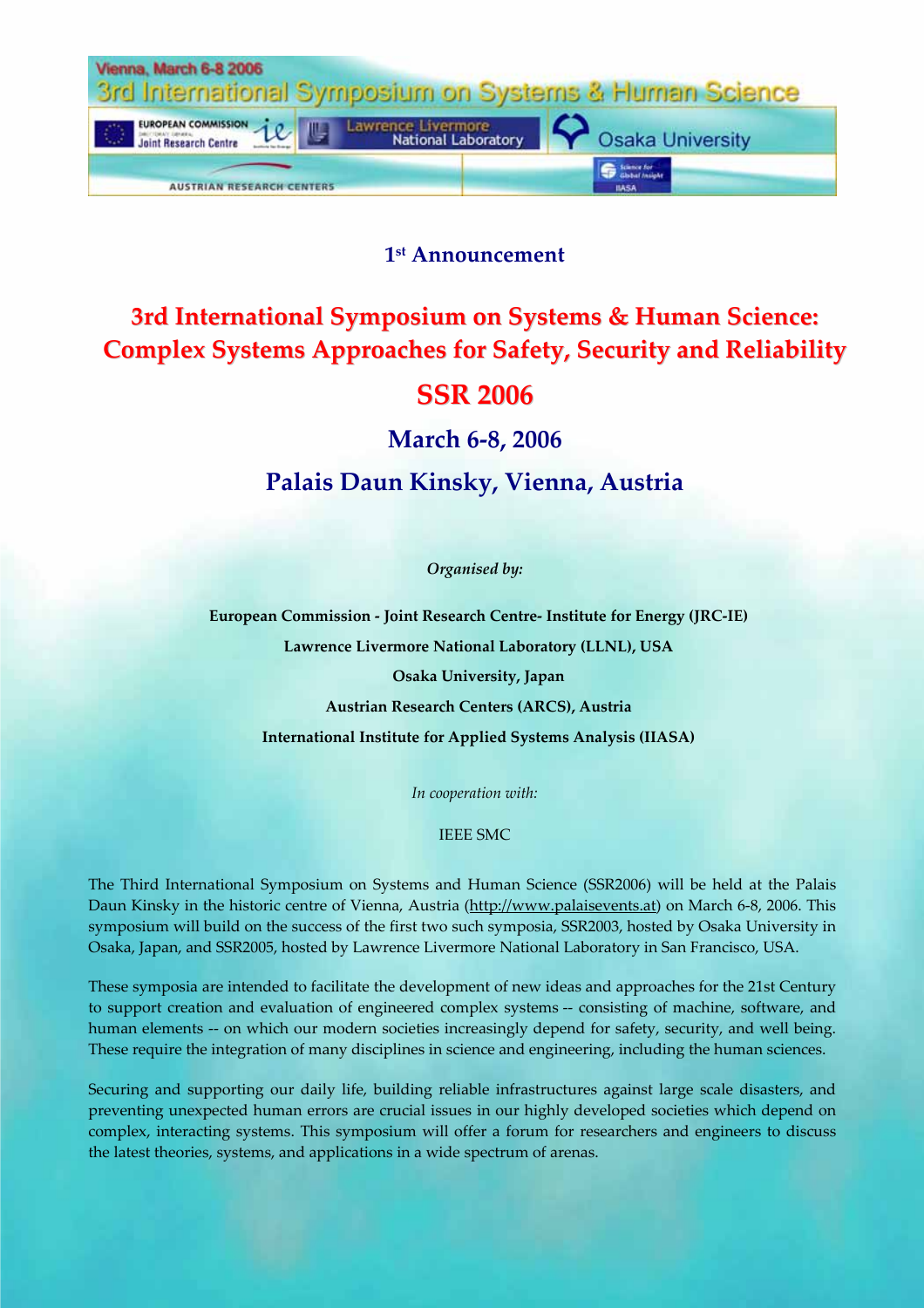Vienna, March 6-8 2006

3rd International Symposium on Systems & Human Science

EUROPEAN COMMISSION Joint Research Centre | Lawrence Livermore National Laboratory | Osaka University

AUSTRIAN RESEARCH CENTERS | IIASA

**1st Announcement**

# 3rd International Symposium on Systems & Human Science: Complex Systems Approaches for Safety, Security and Reliability

# SSR 2006

## March 6-8, 2006

## Palais Daun Kinsky, Vienna, Austria

*Organised by:*

**European Commission - Joint Research Centre- Institute for Energy (JRC-IE)**

**Lawrence Livermore National Laboratory (LLNL), USA**

**Osaka University, Japan**

**Austrian Research Centers (ARCS), Austria**

**International Institute for Applied Systems Analysis (IIASA)**

*In cooperation with:*

IEEE SMC

The Third International Symposium on Systems and Human Science (SSR2006) will be held at the Palais Daun Kinsky in the historic centre of Vienna, Austria (http://www.palaisevents.at) on March 6-8, 2006. This symposium will build on the success of the first two such symposia, SSR2003, hosted by Osaka University in Osaka, Japan, and SSR2005, hosted by Lawrence Livermore National Laboratory in San Francisco, USA.

These symposia are intended to facilitate the development of new ideas and approaches for the 21st Century to support creation and evaluation of engineered complex systems -- consisting of machine, software, and human elements -- on which our modern societies increasingly depend for safety, security, and well being. These require the integration of many disciplines in science and engineering, including the human sciences.

Securing and supporting our daily life, building reliable infrastructures against large scale disasters, and preventing unexpected human errors are crucial issues in our highly developed societies which depend on complex, interacting systems. This symposium will offer a forum for researchers and engineers to discuss the latest theories, systems, and applications in a wide spectrum of arenas.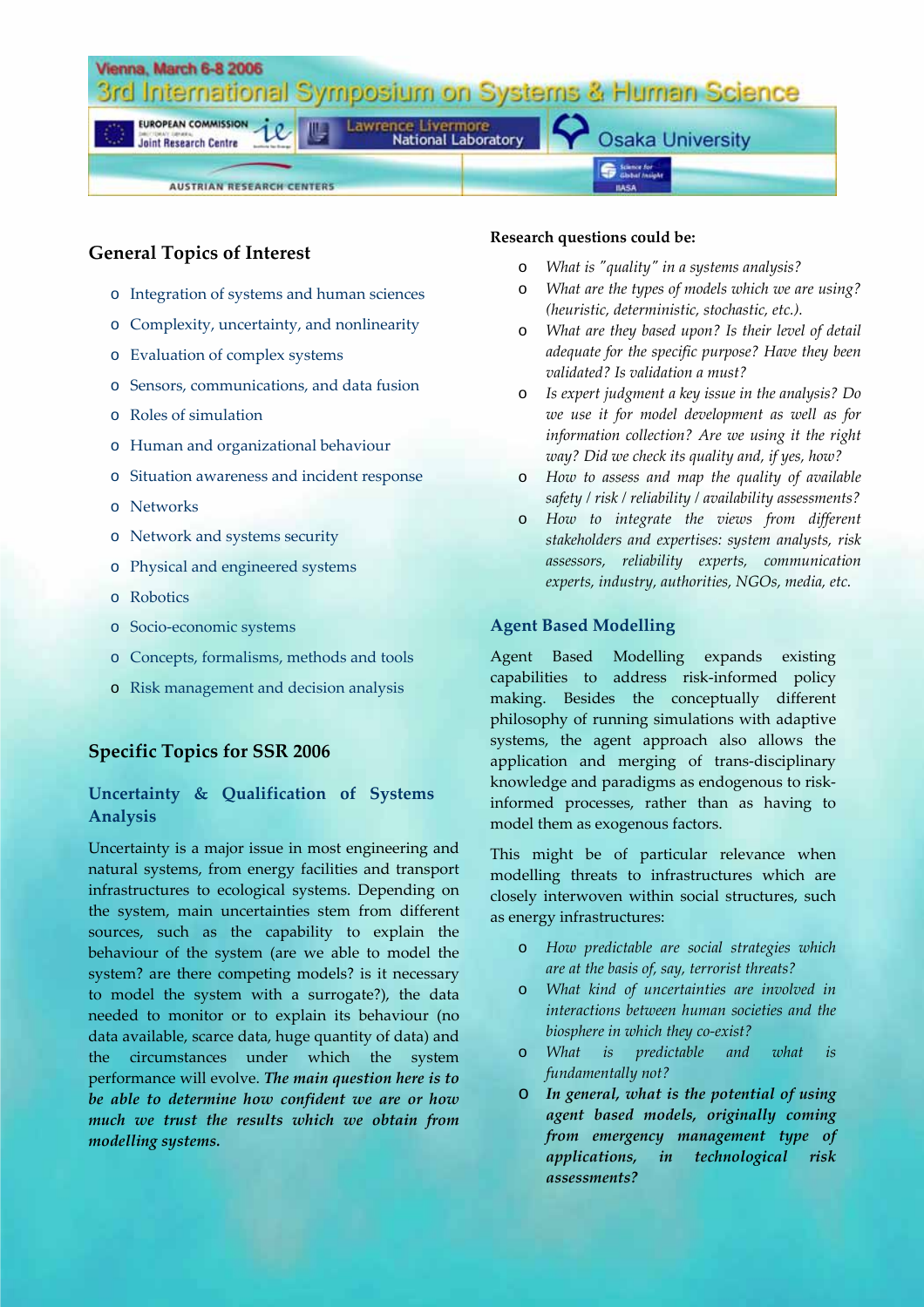Vienna, March 6-8 2006

3rd International Symposium on Systems & Human Science

## General Topics of Interest

- Integration of systems and human sciences
- Complexity, uncertainty, and nonlinearity
- Evaluation of complex systems
- Sensors, communications, and data fusion
- Roles of simulation
- Human and organizational behaviour
- Situation awareness and incident response
- Networks
- Network and systems security
- Physical and engineered systems
- Robotics
- Socio-economic systems
- Concepts, formalisms, methods and tools
- Risk management and decision analysis

## Specific Topics for SSR 2006

### Uncertainty & Qualification of Systems Analysis

Uncertainty is a major issue in most engineering and natural systems, from energy facilities and transport infrastructures to ecological systems. Depending on the system, main uncertainties stem from different sources, such as the capability to explain the behaviour of the system (are we able to model the system? are there competing models? is it necessary to model the system with a surrogate?), the data needed to monitor or to explain its behaviour (no data available, scarce data, huge quantity of data) and the circumstances under which the system performance will evolve. ***The main question here is to be able to determine how confident we are or how much we trust the results which we obtain from modelling systems.***

**Research questions could be:**

- *What is "quality" in a systems analysis?*
- *What are the types of models which we are using? (heuristic, deterministic, stochastic, etc.).*
- *What are they based upon? Is their level of detail adequate for the specific purpose? Have they been validated? Is validation a must?*
- *Is expert judgment a key issue in the analysis? Do we use it for model development as well as for information collection? Are we using it the right way? Did we check its quality and, if yes, how?*
- *How to assess and map the quality of available safety / risk / reliability / availability assessments?*
- *How to integrate the views from different stakeholders and expertises: system analysts, risk assessors, reliability experts, communication experts, industry, authorities, NGOs, media, etc.*

### Agent Based Modelling

Agent Based Modelling expands existing capabilities to address risk-informed policy making. Besides the conceptually different philosophy of running simulations with adaptive systems, the agent approach also allows the application and merging of trans-disciplinary knowledge and paradigms as endogenous to risk-informed processes, rather than as having to model them as exogenous factors.

This might be of particular relevance when modelling threats to infrastructures which are closely interwoven within social structures, such as energy infrastructures:

- *How predictable are social strategies which are at the basis of, say, terrorist threats?*
- *What kind of uncertainties are involved in interactions between human societies and the biosphere in which they co-exist?*
- *What is predictable and what is fundamentally not?*
- ***In general, what is the potential of using agent based models, originally coming from emergency management type of applications, in technological risk assessments?***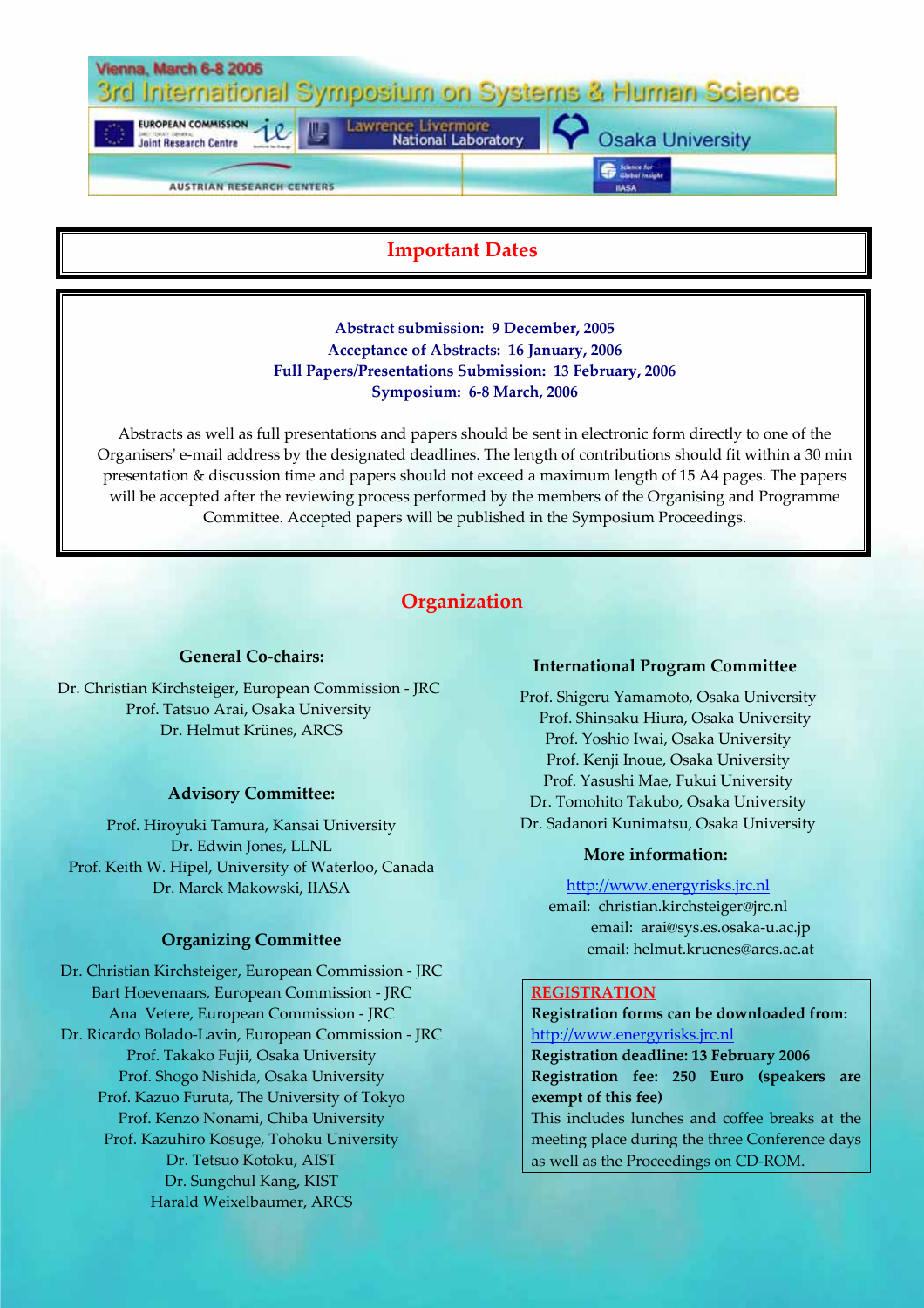Vienna, March 6-8 2006

# 3rd International Symposium on Systems & Human Science

EUROPEAN COMMISSION Joint Research Centre — Lawrence Livermore National Laboratory — Osaka University — AUSTRIAN RESEARCH CENTERS — IIASA

## Important Dates

**Abstract submission: 9 December, 2005**
**Acceptance of Abstracts: 16 January, 2006**
**Full Papers/Presentations Submission: 13 February, 2006**
**Symposium: 6-8 March, 2006**

Abstracts as well as full presentations and papers should be sent in electronic form directly to one of the Organisers' e-mail address by the designated deadlines. The length of contributions should fit within a 30 min presentation & discussion time and papers should not exceed a maximum length of 15 A4 pages. The papers will be accepted after the reviewing process performed by the members of the Organising and Programme Committee. Accepted papers will be published in the Symposium Proceedings.

## Organization

### General Co-chairs:

Dr. Christian Kirchsteiger, European Commission - JRC
Prof. Tatsuo Arai, Osaka University
Dr. Helmut Krünes, ARCS

### Advisory Committee:

Prof. Hiroyuki Tamura, Kansai University
Dr. Edwin Jones, LLNL
Prof. Keith W. Hipel, University of Waterloo, Canada
Dr. Marek Makowski, IIASA

### Organizing Committee

Dr. Christian Kirchsteiger, European Commission - JRC
Bart Hoevenaars, European Commission - JRC
Ana Vetere, European Commission - JRC
Dr. Ricardo Bolado-Lavin, European Commission - JRC
Prof. Takako Fujii, Osaka University
Prof. Shogo Nishida, Osaka University
Prof. Kazuo Furuta, The University of Tokyo
Prof. Kenzo Nonami, Chiba University
Prof. Kazuhiro Kosuge, Tohoku University
Dr. Tetsuo Kotoku, AIST
Dr. Sungchul Kang, KIST
Harald Weixelbaumer, ARCS

### International Program Committee

Prof. Shigeru Yamamoto, Osaka University
Prof. Shinsaku Hiura, Osaka University
Prof. Yoshio Iwai, Osaka University
Prof. Kenji Inoue, Osaka University
Prof. Yasushi Mae, Fukui University
Dr. Tomohito Takubo, Osaka University
Dr. Sadanori Kunimatsu, Osaka University

### More information:

http://www.energyrisks.jrc.nl
email: christian.kirchsteiger@jrc.nl
email: arai@sys.es.osaka-u.ac.jp
email: helmut.kruenes@arcs.ac.at

**REGISTRATION**

**Registration forms can be downloaded from:** http://www.energyrisks.jrc.nl

**Registration deadline: 13 February 2006**

**Registration fee: 250 Euro (speakers are exempt of this fee)**

This includes lunches and coffee breaks at the meeting place during the three Conference days as well as the Proceedings on CD-ROM.